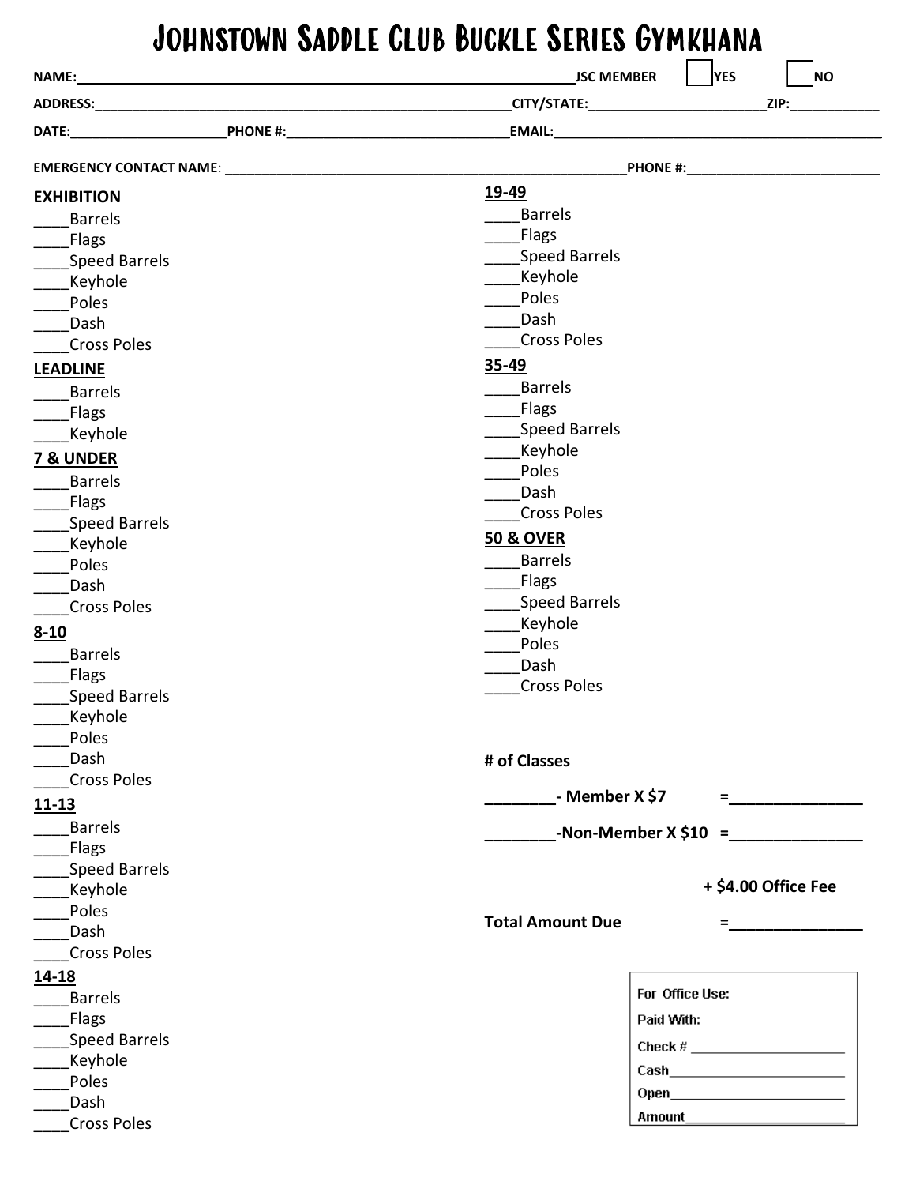# Johnstown Saddle Club Buckle Series Gymkhana

**NAME:**________________________________________________________________ **JSC MEMBER** ☐ **YES** ☐ **NO**

**ADDRESS:**____________________________________________________ **CITY/STATE:**________________________ **ZIP:**____________

**DATE:**____________________ **PHONE #:**______________________________ **EMAIL:**______________________________________________

**EMERGENCY CONTACT NAME**: ________________________________________________________ **PHONE #:**__________________________

**EXHIBITION**
____Barrels
____Flags
____Speed Barrels
____Keyhole
____Poles
____Dash
____Cross Poles

**LEADLINE**
____Barrels
____Flags
____Keyhole

**7 & UNDER**
____Barrels
____Flags
____Speed Barrels
____Keyhole
____Poles
____Dash
____Cross Poles

**8-10**
____Barrels
____Flags
____Speed Barrels
____Keyhole
____Poles
____Dash
____Cross Poles

**11-13**
____Barrels
____Flags
____Speed Barrels
____Keyhole
____Poles
____Dash
____Cross Poles

**14-18**
____Barrels
____Flags
____Speed Barrels
____Keyhole
____Poles
____Dash
____Cross Poles

**19-49**
____Barrels
____Flags
____Speed Barrels
____Keyhole
____Poles
____Dash
____Cross Poles

**35-49**
____Barrels
____Flags
____Speed Barrels
____Keyhole
____Poles
____Dash
____Cross Poles

**50 & OVER**
____Barrels
____Flags
____Speed Barrels
____Keyhole
____Poles
____Dash
____Cross Poles

**# of Classes**

**________- Member X $7 =_______________**

**________-Non-Member X $10 =_______________**

**+ $4.00 Office Fee**

**Total Amount Due =_______________**

For Office Use:
Paid With:
Check # ____________________
Cash________________________
Open________________________
Amount______________________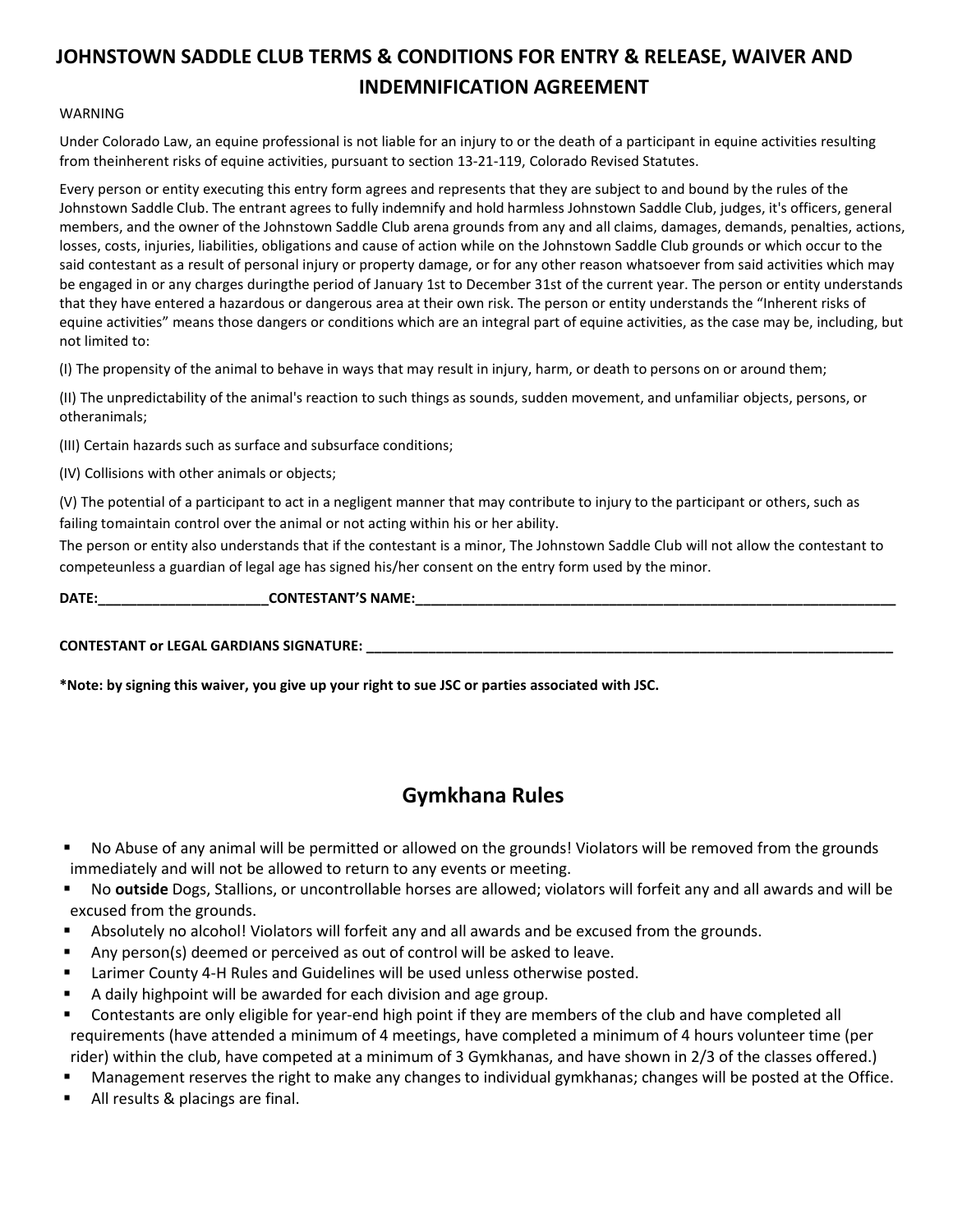# JOHNSTOWN SADDLE CLUB TERMS & CONDITIONS FOR ENTRY & RELEASE, WAIVER AND INDEMNIFICATION AGREEMENT

WARNING

Under Colorado Law, an equine professional is not liable for an injury to or the death of a participant in equine activities resulting from theinherent risks of equine activities, pursuant to section 13-21-119, Colorado Revised Statutes.

Every person or entity executing this entry form agrees and represents that they are subject to and bound by the rules of the Johnstown Saddle Club. The entrant agrees to fully indemnify and hold harmless Johnstown Saddle Club, judges, it's officers, general members, and the owner of the Johnstown Saddle Club arena grounds from any and all claims, damages, demands, penalties, actions, losses, costs, injuries, liabilities, obligations and cause of action while on the Johnstown Saddle Club grounds or which occur to the said contestant as a result of personal injury or property damage, or for any other reason whatsoever from said activities which may be engaged in or any charges duringthe period of January 1st to December 31st of the current year. The person or entity understands that they have entered a hazardous or dangerous area at their own risk. The person or entity understands the "Inherent risks of equine activities" means those dangers or conditions which are an integral part of equine activities, as the case may be, including, but not limited to:

(I) The propensity of the animal to behave in ways that may result in injury, harm, or death to persons on or around them;

(II) The unpredictability of the animal's reaction to such things as sounds, sudden movement, and unfamiliar objects, persons, or otheranimals;

(III) Certain hazards such as surface and subsurface conditions;

(IV) Collisions with other animals or objects;

(V) The potential of a participant to act in a negligent manner that may contribute to injury to the participant or others, such as failing tomaintain control over the animal or not acting within his or her ability.

The person or entity also understands that if the contestant is a minor, The Johnstown Saddle Club will not allow the contestant to competeunless a guardian of legal age has signed his/her consent on the entry form used by the minor.

**DATE:______________________CONTESTANT'S NAME:_______________________________________________________________**

**CONTESTANT or LEGAL GARDIANS SIGNATURE: ______________________________________________________________________**

**\*Note: by signing this waiver, you give up your right to sue JSC or parties associated with JSC.**

## Gymkhana Rules

- No Abuse of any animal will be permitted or allowed on the grounds! Violators will be removed from the grounds immediately and will not be allowed to return to any events or meeting.
- No **outside** Dogs, Stallions, or uncontrollable horses are allowed; violators will forfeit any and all awards and will be excused from the grounds.
- Absolutely no alcohol! Violators will forfeit any and all awards and be excused from the grounds.
- Any person(s) deemed or perceived as out of control will be asked to leave.
- Larimer County 4-H Rules and Guidelines will be used unless otherwise posted.
- A daily highpoint will be awarded for each division and age group.
- Contestants are only eligible for year-end high point if they are members of the club and have completed all requirements (have attended a minimum of 4 meetings, have completed a minimum of 4 hours volunteer time (per rider) within the club, have competed at a minimum of 3 Gymkhanas, and have shown in 2/3 of the classes offered.)
- Management reserves the right to make any changes to individual gymkhanas; changes will be posted at the Office.
- All results & placings are final.